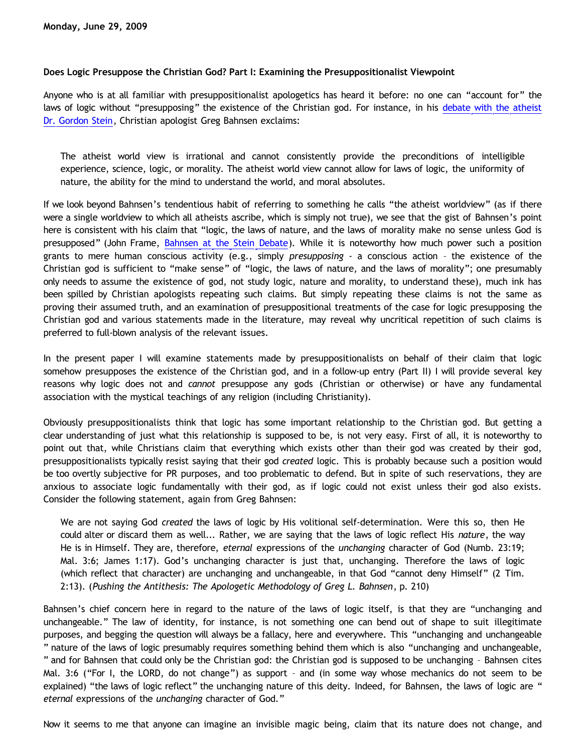**Monday, June 29, 2009**

**Does Logic Presuppose the Christian God? Part I: Examining the Presuppositionalist Viewpoint**

Anyone who is at all familiar with presuppositionalist apologetics has heard it before: no one can "account for" the laws of logic without "presupposing" the existence of the Christian god. For instance, in his debate with the atheist Dr. Gordon Stein, Christian apologist Greg Bahnsen exclaims:

> The atheist world view is irrational and cannot consistently provide the preconditions of intelligible experience, science, logic, or morality. The atheist world view cannot allow for laws of logic, the uniformity of nature, the ability for the mind to understand the world, and moral absolutes.

If we look beyond Bahnsen's tendentious habit of referring to something he calls "the atheist worldview" (as if there were a single worldview to which all atheists ascribe, which is simply not true), we see that the gist of Bahnsen's point here is consistent with his claim that "logic, the laws of nature, and the laws of morality make no sense unless God is presupposed" (John Frame, Bahnsen at the Stein Debate). While it is noteworthy how much power such a position grants to mere human conscious activity (e.g., simply *presupposing* - a conscious action – the existence of the Christian god is sufficient to "make sense" of "logic, the laws of nature, and the laws of morality"; one presumably only needs to assume the existence of god, not study logic, nature and morality, to understand these), much ink has been spilled by Christian apologists repeating such claims. But simply repeating these claims is not the same as proving their assumed truth, and an examination of presuppositional treatments of the case for logic presupposing the Christian god and various statements made in the literature, may reveal why uncritical repetition of such claims is preferred to full-blown analysis of the relevant issues.

In the present paper I will examine statements made by presuppositionalists on behalf of their claim that logic somehow presupposes the existence of the Christian god, and in a follow-up entry (Part II) I will provide several key reasons why logic does not and *cannot* presuppose any gods (Christian or otherwise) or have any fundamental association with the mystical teachings of any religion (including Christianity).

Obviously presuppositionalists think that logic has some important relationship to the Christian god. But getting a clear understanding of just what this relationship is supposed to be, is not very easy. First of all, it is noteworthy to point out that, while Christians claim that everything which exists other than their god was created by their god, presuppositionalists typically resist saying that their god *created* logic. This is probably because such a position would be too overtly subjective for PR purposes, and too problematic to defend. But in spite of such reservations, they are anxious to associate logic fundamentally with their god, as if logic could not exist unless their god also exists. Consider the following statement, again from Greg Bahnsen:

> We are not saying God *created* the laws of logic by His volitional self-determination. Were this so, then He could alter or discard them as well... Rather, we are saying that the laws of logic reflect His *nature*, the way He is in Himself. They are, therefore, *eternal* expressions of the *unchanging* character of God (Numb. 23:19; Mal. 3:6; James 1:17). God's unchanging character is just that, unchanging. Therefore the laws of logic (which reflect that character) are unchanging and unchangeable, in that God "cannot deny Himself" (2 Tim. 2:13). (*Pushing the Antithesis: The Apologetic Methodology of Greg L. Bahnsen*, p. 210)

Bahnsen's chief concern here in regard to the nature of the laws of logic itself, is that they are "unchanging and unchangeable." The law of identity, for instance, is not something one can bend out of shape to suit illegitimate purposes, and begging the question will always be a fallacy, here and everywhere. This "unchanging and unchangeable" nature of the laws of logic presumably requires something behind them which is also "unchanging and unchangeable," and for Bahnsen that could only be the Christian god: the Christian god is supposed to be unchanging – Bahnsen cites Mal. 3:6 ("For I, the LORD, do not change") as support – and (in some way whose mechanics do not seem to be explained) "the laws of logic reflect" the unchanging nature of this deity. Indeed, for Bahnsen, the laws of logic are "*eternal* expressions of the *unchanging* character of God."

Now it seems to me that anyone can imagine an invisible magic being, claim that its nature does not change, and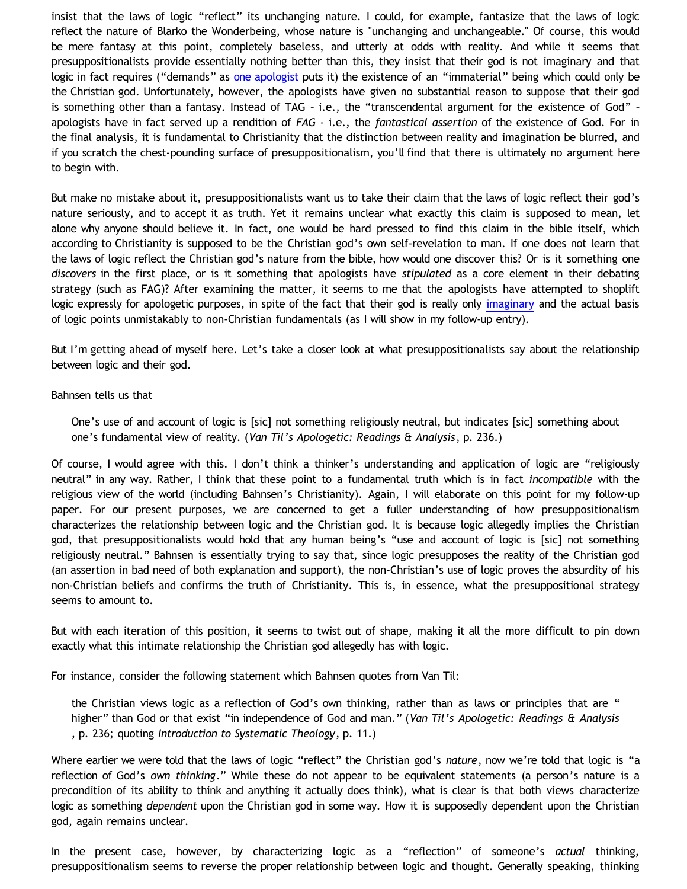insist that the laws of logic "reflect" its unchanging nature. I could, for example, fantasize that the laws of logic reflect the nature of Blarko the Wonderbeing, whose nature is "unchanging and unchangeable." Of course, this would be mere fantasy at this point, completely baseless, and utterly at odds with reality. And while it seems that presuppositionalists provide essentially nothing better than this, they insist that their god is not imaginary and that logic in fact requires ("demands" as one apologist puts it) the existence of an "immaterial" being which could only be the Christian god. Unfortunately, however, the apologists have given no substantial reason to suppose that their god is something other than a fantasy. Instead of TAG – i.e., the "transcendental argument for the existence of God" – apologists have in fact served up a rendition of *FAG* - i.e., the *fantastical assertion* of the existence of God. For in the final analysis, it is fundamental to Christianity that the distinction between reality and imagination be blurred, and if you scratch the chest-pounding surface of presuppositionalism, you'll find that there is ultimately no argument here to begin with.

But make no mistake about it, presuppositionalists want us to take their claim that the laws of logic reflect their god's nature seriously, and to accept it as truth. Yet it remains unclear what exactly this claim is supposed to mean, let alone why anyone should believe it. In fact, one would be hard pressed to find this claim in the bible itself, which according to Christianity is supposed to be the Christian god's own self-revelation to man. If one does not learn that the laws of logic reflect the Christian god's nature from the bible, how would one discover this? Or is it something one *discovers* in the first place, or is it something that apologists have *stipulated* as a core element in their debating strategy (such as FAG)? After examining the matter, it seems to me that the apologists have attempted to shoplift logic expressly for apologetic purposes, in spite of the fact that their god is really only imaginary and the actual basis of logic points unmistakably to non-Christian fundamentals (as I will show in my follow-up entry).

But I'm getting ahead of myself here. Let's take a closer look at what presuppositionalists say about the relationship between logic and their god.

Bahnsen tells us that

> One's use of and account of logic is [sic] not something religiously neutral, but indicates [sic] something about one's fundamental view of reality. (*Van Til's Apologetic: Readings & Analysis*, p. 236.)

Of course, I would agree with this. I don't think a thinker's understanding and application of logic are "religiously neutral" in any way. Rather, I think that these point to a fundamental truth which is in fact *incompatible* with the religious view of the world (including Bahnsen's Christianity). Again, I will elaborate on this point for my follow-up paper. For our present purposes, we are concerned to get a fuller understanding of how presuppositionalism characterizes the relationship between logic and the Christian god. It is because logic allegedly implies the Christian god, that presuppositionalists would hold that any human being's "use and account of logic is [sic] not something religiously neutral." Bahnsen is essentially trying to say that, since logic presupposes the reality of the Christian god (an assertion in bad need of both explanation and support), the non-Christian's use of logic proves the absurdity of his non-Christian beliefs and confirms the truth of Christianity. This is, in essence, what the presuppositional strategy seems to amount to.

But with each iteration of this position, it seems to twist out of shape, making it all the more difficult to pin down exactly what this intimate relationship the Christian god allegedly has with logic.

For instance, consider the following statement which Bahnsen quotes from Van Til:

> the Christian views logic as a reflection of God's own thinking, rather than as laws or principles that are "higher" than God or that exist "in independence of God and man." (*Van Til's Apologetic: Readings & Analysis*, p. 236; quoting *Introduction to Systematic Theology*, p. 11.)

Where earlier we were told that the laws of logic "reflect" the Christian god's *nature*, now we're told that logic is "a reflection of God's *own thinking*." While these do not appear to be equivalent statements (a person's nature is a precondition of its ability to think and anything it actually does think), what is clear is that both views characterize logic as something *dependent* upon the Christian god in some way. How it is supposedly dependent upon the Christian god, again remains unclear.

In the present case, however, by characterizing logic as a "reflection" of someone's *actual* thinking, presuppositionalism seems to reverse the proper relationship between logic and thought. Generally speaking, thinking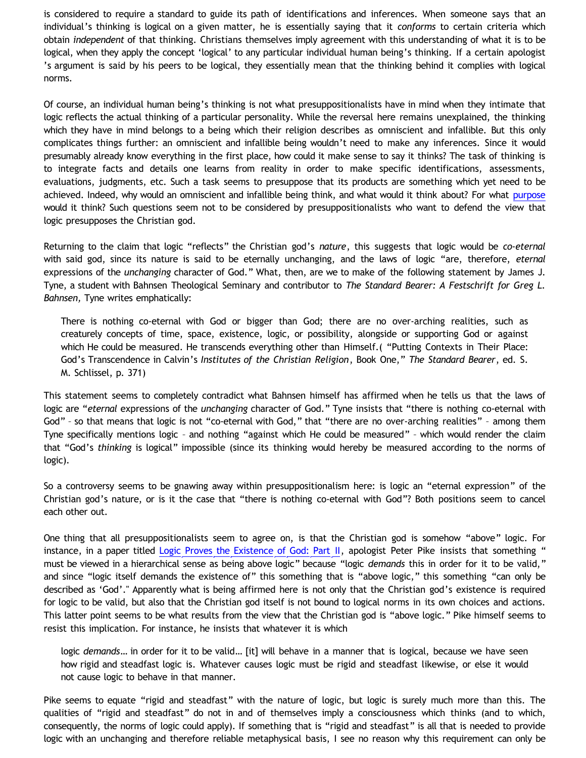is considered to require a standard to guide its path of identifications and inferences. When someone says that an individual's thinking is logical on a given matter, he is essentially saying that it *conforms* to certain criteria which obtain *independent* of that thinking. Christians themselves imply agreement with this understanding of what it is to be logical, when they apply the concept 'logical' to any particular individual human being's thinking. If a certain apologist 's argument is said by his peers to be logical, they essentially mean that the thinking behind it complies with logical norms.

Of course, an individual human being's thinking is not what presuppositionalists have in mind when they intimate that logic reflects the actual thinking of a particular personality. While the reversal here remains unexplained, the thinking which they have in mind belongs to a being which their religion describes as omniscient and infallible. But this only complicates things further: an omniscient and infallible being wouldn't need to make any inferences. Since it would presumably already know everything in the first place, how could it make sense to say it thinks? The task of thinking is to integrate facts and details one learns from reality in order to make specific identifications, assessments, evaluations, judgments, etc. Such a task seems to presuppose that its products are something which yet need to be achieved. Indeed, why would an omniscient and infallible being think, and what would it think about? For what purpose would it think? Such questions seem not to be considered by presuppositionalists who want to defend the view that logic presupposes the Christian god.

Returning to the claim that logic "reflects" the Christian god's *nature*, this suggests that logic would be *co-eternal* with said god, since its nature is said to be eternally unchanging, and the laws of logic "are, therefore, *eternal* expressions of the *unchanging* character of God." What, then, are we to make of the following statement by James J. Tyne, a student with Bahnsen Theological Seminary and contributor to *The Standard Bearer: A Festschrift for Greg L. Bahnsen,* Tyne writes emphatically:

> There is nothing co-eternal with God or bigger than God; there are no over-arching realities, such as creaturely concepts of time, space, existence, logic, or possibility, alongside or supporting God or against which He could be measured. He transcends everything other than Himself.( "Putting Contexts in Their Place: God's Transcendence in Calvin's *Institutes of the Christian Religion*, Book One," *The Standard Bearer*, ed. S. M. Schlissel, p. 371)

This statement seems to completely contradict what Bahnsen himself has affirmed when he tells us that the laws of logic are "*eternal* expressions of the *unchanging* character of God." Tyne insists that "there is nothing co-eternal with God" – so that means that logic is not "co-eternal with God," that "there are no over-arching realities" – among them Tyne specifically mentions logic – and nothing "against which He could be measured" – which would render the claim that "God's *thinking* is logical" impossible (since its thinking would hereby be measured according to the norms of logic).

So a controversy seems to be gnawing away within presuppositionalism here: is logic an "eternal expression" of the Christian god's nature, or is it the case that "there is nothing co-eternal with God"? Both positions seem to cancel each other out.

One thing that all presuppositionalists seem to agree on, is that the Christian god is somehow "above" logic. For instance, in a paper titled Logic Proves the Existence of God: Part II, apologist Peter Pike insists that something " must be viewed in a hierarchical sense as being above logic" because "logic *demands* this in order for it to be valid," and since "logic itself demands the existence of" this something that is "above logic," this something "can only be described as 'God'." Apparently what is being affirmed here is not only that the Christian god's existence is required for logic to be valid, but also that the Christian god itself is not bound to logical norms in its own choices and actions. This latter point seems to be what results from the view that the Christian god is "above logic." Pike himself seems to resist this implication. For instance, he insists that whatever it is which

> logic *demands*… in order for it to be valid… [it] will behave in a manner that is logical, because we have seen how rigid and steadfast logic is. Whatever causes logic must be rigid and steadfast likewise, or else it would not cause logic to behave in that manner.

Pike seems to equate "rigid and steadfast" with the nature of logic, but logic is surely much more than this. The qualities of "rigid and steadfast" do not in and of themselves imply a consciousness which thinks (and to which, consequently, the norms of logic could apply). If something that is "rigid and steadfast" is all that is needed to provide logic with an unchanging and therefore reliable metaphysical basis, I see no reason why this requirement can only be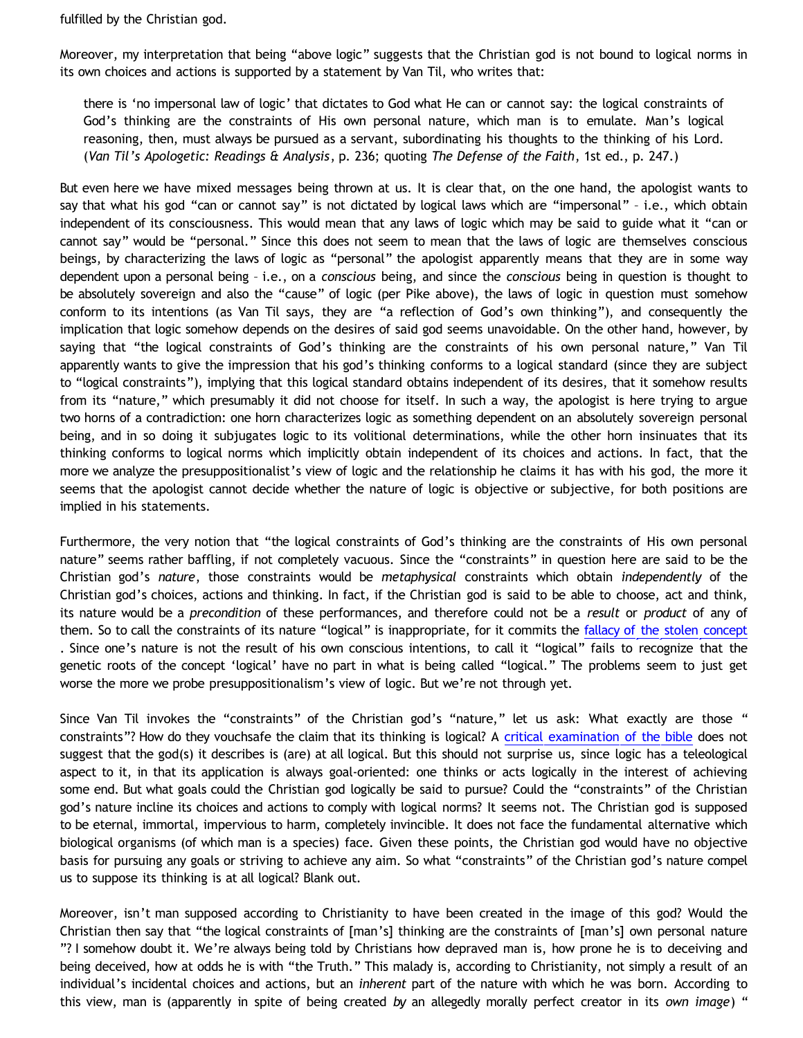fulfilled by the Christian god.

Moreover, my interpretation that being "above logic" suggests that the Christian god is not bound to logical norms in its own choices and actions is supported by a statement by Van Til, who writes that:

> there is 'no impersonal law of logic' that dictates to God what He can or cannot say: the logical constraints of God's thinking are the constraints of His own personal nature, which man is to emulate. Man's logical reasoning, then, must always be pursued as a servant, subordinating his thoughts to the thinking of his Lord. (*Van Til's Apologetic: Readings & Analysis*, p. 236; quoting *The Defense of the Faith*, 1st ed., p. 247.)

But even here we have mixed messages being thrown at us. It is clear that, on the one hand, the apologist wants to say that what his god "can or cannot say" is not dictated by logical laws which are "impersonal" – i.e., which obtain independent of its consciousness. This would mean that any laws of logic which may be said to guide what it "can or cannot say" would be "personal." Since this does not seem to mean that the laws of logic are themselves conscious beings, by characterizing the laws of logic as "personal" the apologist apparently means that they are in some way dependent upon a personal being – i.e., on a *conscious* being, and since the *conscious* being in question is thought to be absolutely sovereign and also the "cause" of logic (per Pike above), the laws of logic in question must somehow conform to its intentions (as Van Til says, they are "a reflection of God's own thinking"), and consequently the implication that logic somehow depends on the desires of said god seems unavoidable. On the other hand, however, by saying that "the logical constraints of God's thinking are the constraints of his own personal nature," Van Til apparently wants to give the impression that his god's thinking conforms to a logical standard (since they are subject to "logical constraints"), implying that this logical standard obtains independent of its desires, that it somehow results from its "nature," which presumably it did not choose for itself. In such a way, the apologist is here trying to argue two horns of a contradiction: one horn characterizes logic as something dependent on an absolutely sovereign personal being, and in so doing it subjugates logic to its volitional determinations, while the other horn insinuates that its thinking conforms to logical norms which implicitly obtain independent of its choices and actions. In fact, that the more we analyze the presuppositionalist's view of logic and the relationship he claims it has with his god, the more it seems that the apologist cannot decide whether the nature of logic is objective or subjective, for both positions are implied in his statements.

Furthermore, the very notion that "the logical constraints of God's thinking are the constraints of His own personal nature" seems rather baffling, if not completely vacuous. Since the "constraints" in question here are said to be the Christian god's *nature*, those constraints would be *metaphysical* constraints which obtain *independently* of the Christian god's choices, actions and thinking. In fact, if the Christian god is said to be able to choose, act and think, its nature would be a *precondition* of these performances, and therefore could not be a *result* or *product* of any of them. So to call the constraints of its nature "logical" is inappropriate, for it commits the fallacy of the stolen concept. Since one's nature is not the result of his own conscious intentions, to call it "logical" fails to recognize that the genetic roots of the concept 'logical' have no part in what is being called "logical." The problems seem to just get worse the more we probe presuppositionalism's view of logic. But we're not through yet.

Since Van Til invokes the "constraints" of the Christian god's "nature," let us ask: What exactly are those "constraints"? How do they vouchsafe the claim that its thinking is logical? A critical examination of the bible does not suggest that the god(s) it describes is (are) at all logical. But this should not surprise us, since logic has a teleological aspect to it, in that its application is always goal-oriented: one thinks or acts logically in the interest of achieving some end. But what goals could the Christian god logically be said to pursue? Could the "constraints" of the Christian god's nature incline its choices and actions to comply with logical norms? It seems not. The Christian god is supposed to be eternal, immortal, impervious to harm, completely invincible. It does not face the fundamental alternative which biological organisms (of which man is a species) face. Given these points, the Christian god would have no objective basis for pursuing any goals or striving to achieve any aim. So what "constraints" of the Christian god's nature compel us to suppose its thinking is at all logical? Blank out.

Moreover, isn't man supposed according to Christianity to have been created in the image of this god? Would the Christian then say that "the logical constraints of [man's] thinking are the constraints of [man's] own personal nature"? I somehow doubt it. We're always being told by Christians how depraved man is, how prone he is to deceiving and being deceived, how at odds he is with "the Truth." This malady is, according to Christianity, not simply a result of an individual's incidental choices and actions, but an *inherent* part of the nature with which he was born. According to this view, man is (apparently in spite of being created *by* an allegedly morally perfect creator in its *own image*) "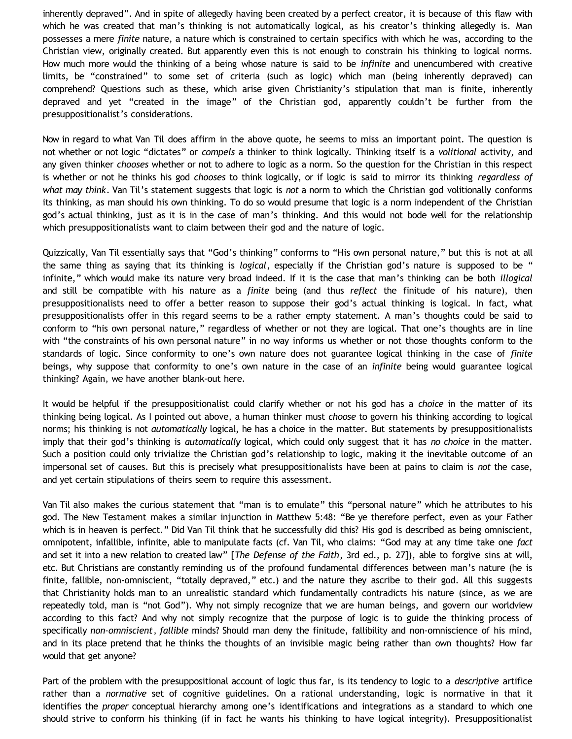inherently depraved". And in spite of allegedly having been created by a perfect creator, it is because of this flaw with which he was created that man's thinking is not automatically logical, as his creator's thinking allegedly is. Man possesses a mere *finite* nature, a nature which is constrained to certain specifics with which he was, according to the Christian view, originally created. But apparently even this is not enough to constrain his thinking to logical norms. How much more would the thinking of a being whose nature is said to be *infinite* and unencumbered with creative limits, be "constrained" to some set of criteria (such as logic) which man (being inherently depraved) can comprehend? Questions such as these, which arise given Christianity's stipulation that man is finite, inherently depraved and yet "created in the image" of the Christian god, apparently couldn't be further from the presuppositionalist's considerations.

Now in regard to what Van Til does affirm in the above quote, he seems to miss an important point. The question is not whether or not logic "dictates" or *compels* a thinker to think logically. Thinking itself is a *volitional* activity, and any given thinker *chooses* whether or not to adhere to logic as a norm. So the question for the Christian in this respect is whether or not he thinks his god *chooses* to think logically, or if logic is said to mirror its thinking *regardless of what may think*. Van Til's statement suggests that logic is *not* a norm to which the Christian god volitionally conforms its thinking, as man should his own thinking. To do so would presume that logic is a norm independent of the Christian god's actual thinking, just as it is in the case of man's thinking. And this would not bode well for the relationship which presuppositionalists want to claim between their god and the nature of logic.

Quizzically, Van Til essentially says that "God's thinking" conforms to "His own personal nature," but this is not at all the same thing as saying that its thinking is *logical*, especially if the Christian god's nature is supposed to be " infinite," which would make its nature very broad indeed. If it is the case that man's thinking can be both *illogical* and still be compatible with his nature as a *finite* being (and thus *reflect* the finitude of his nature), then presuppositionalists need to offer a better reason to suppose their god's actual thinking is logical. In fact, what presuppositionalists offer in this regard seems to be a rather empty statement. A man's thoughts could be said to conform to "his own personal nature," regardless of whether or not they are logical. That one's thoughts are in line with "the constraints of his own personal nature" in no way informs us whether or not those thoughts conform to the standards of logic. Since conformity to one's own nature does not guarantee logical thinking in the case of *finite* beings, why suppose that conformity to one's own nature in the case of an *infinite* being would guarantee logical thinking? Again, we have another blank-out here.

It would be helpful if the presuppositionalist could clarify whether or not his god has a *choice* in the matter of its thinking being logical. As I pointed out above, a human thinker must *choose* to govern his thinking according to logical norms; his thinking is not *automatically* logical, he has a choice in the matter. But statements by presuppositionalists imply that their god's thinking is *automatically* logical, which could only suggest that it has *no choice* in the matter. Such a position could only trivialize the Christian god's relationship to logic, making it the inevitable outcome of an impersonal set of causes. But this is precisely what presuppositionalists have been at pains to claim is *not* the case, and yet certain stipulations of theirs seem to require this assessment.

Van Til also makes the curious statement that "man is to emulate" this "personal nature" which he attributes to his god. The New Testament makes a similar injunction in Matthew 5:48: "Be ye therefore perfect, even as your Father which is in heaven is perfect." Did Van Til think that he successfully did this? His god is described as being omniscient, omnipotent, infallible, infinite, able to manipulate facts (cf. Van Til, who claims: "God may at any time take one *fact* and set it into a new relation to created law" [*The Defense of the Faith*, 3rd ed., p. 27]), able to forgive sins at will, etc. But Christians are constantly reminding us of the profound fundamental differences between man's nature (he is finite, fallible, non-omniscient, "totally depraved," etc.) and the nature they ascribe to their god. All this suggests that Christianity holds man to an unrealistic standard which fundamentally contradicts his nature (since, as we are repeatedly told, man is "not God"). Why not simply recognize that we are human beings, and govern our worldview according to this fact? And why not simply recognize that the purpose of logic is to guide the thinking process of specifically *non-omniscient*, *fallible* minds? Should man deny the finitude, fallibility and non-omniscience of his mind, and in its place pretend that he thinks the thoughts of an invisible magic being rather than own thoughts? How far would that get anyone?

Part of the problem with the presuppositional account of logic thus far, is its tendency to logic to a *descriptive* artifice rather than a *normative* set of cognitive guidelines. On a rational understanding, logic is normative in that it identifies the *proper* conceptual hierarchy among one's identifications and integrations as a standard to which one should strive to conform his thinking (if in fact he wants his thinking to have logical integrity). Presuppositionalist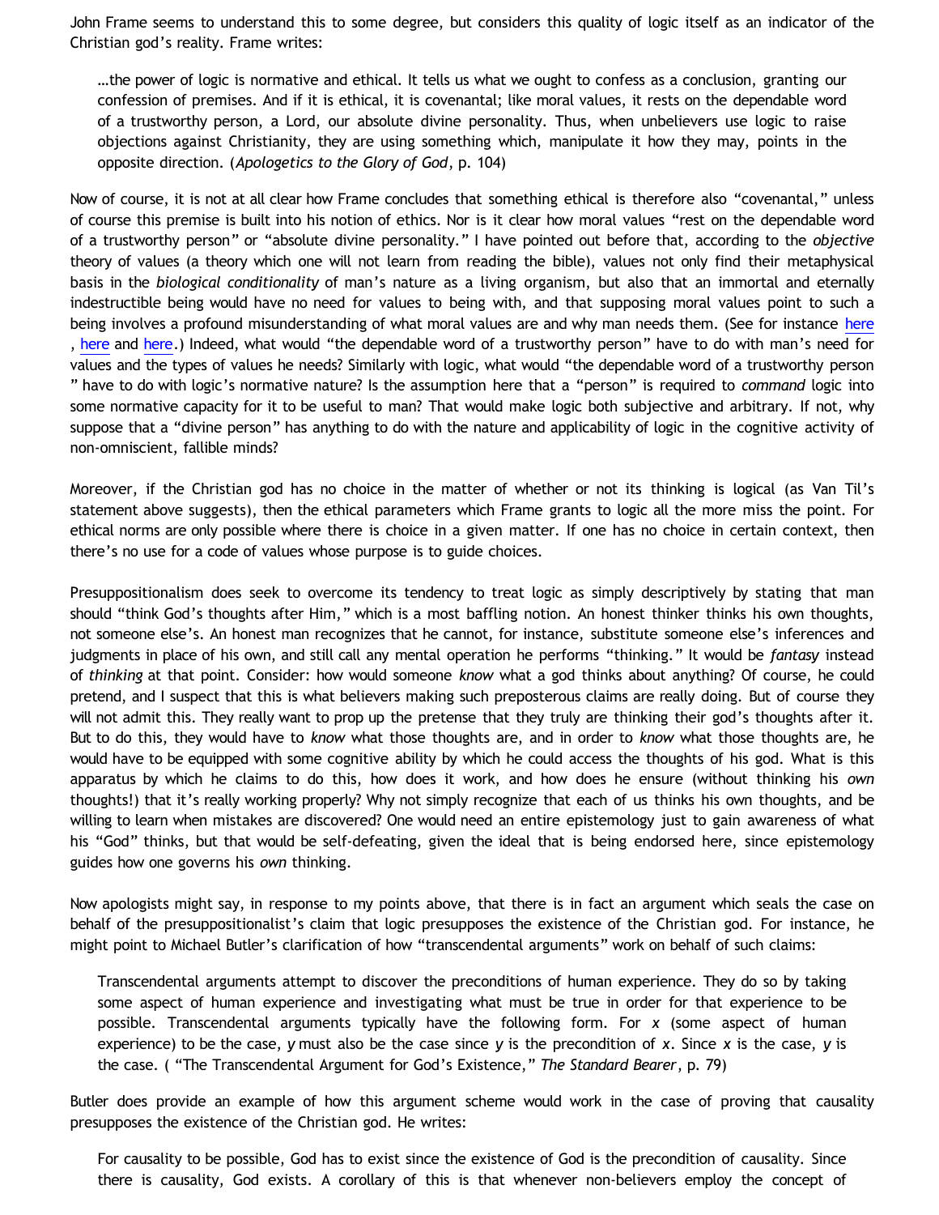John Frame seems to understand this to some degree, but considers this quality of logic itself as an indicator of the Christian god's reality. Frame writes:

> …the power of logic is normative and ethical. It tells us what we ought to confess as a conclusion, granting our confession of premises. And if it is ethical, it is covenantal; like moral values, it rests on the dependable word of a trustworthy person, a Lord, our absolute divine personality. Thus, when unbelievers use logic to raise objections against Christianity, they are using something which, manipulate it how they may, points in the opposite direction. (*Apologetics to the Glory of God*, p. 104)

Now of course, it is not at all clear how Frame concludes that something ethical is therefore also "covenantal," unless of course this premise is built into his notion of ethics. Nor is it clear how moral values "rest on the dependable word of a trustworthy person" or "absolute divine personality." I have pointed out before that, according to the *objective* theory of values (a theory which one will not learn from reading the bible), values not only find their metaphysical basis in the *biological conditionality* of man's nature as a living organism, but also that an immortal and eternally indestructible being would have no need for values to being with, and that supposing moral values point to such a being involves a profound misunderstanding of what moral values are and why man needs them. (See for instance here , here and here.) Indeed, what would "the dependable word of a trustworthy person" have to do with man's need for values and the types of values he needs? Similarly with logic, what would "the dependable word of a trustworthy person " have to do with logic's normative nature? Is the assumption here that a "person" is required to *command* logic into some normative capacity for it to be useful to man? That would make logic both subjective and arbitrary. If not, why suppose that a "divine person" has anything to do with the nature and applicability of logic in the cognitive activity of non-omniscient, fallible minds?

Moreover, if the Christian god has no choice in the matter of whether or not its thinking is logical (as Van Til's statement above suggests), then the ethical parameters which Frame grants to logic all the more miss the point. For ethical norms are only possible where there is choice in a given matter. If one has no choice in certain context, then there's no use for a code of values whose purpose is to guide choices.

Presuppositionalism does seek to overcome its tendency to treat logic as simply descriptively by stating that man should "think God's thoughts after Him," which is a most baffling notion. An honest thinker thinks his own thoughts, not someone else's. An honest man recognizes that he cannot, for instance, substitute someone else's inferences and judgments in place of his own, and still call any mental operation he performs "thinking." It would be *fantasy* instead of *thinking* at that point. Consider: how would someone *know* what a god thinks about anything? Of course, he could pretend, and I suspect that this is what believers making such preposterous claims are really doing. But of course they will not admit this. They really want to prop up the pretense that they truly are thinking their god's thoughts after it. But to do this, they would have to *know* what those thoughts are, and in order to *know* what those thoughts are, he would have to be equipped with some cognitive ability by which he could access the thoughts of his god. What is this apparatus by which he claims to do this, how does it work, and how does he ensure (without thinking his *own* thoughts!) that it's really working properly? Why not simply recognize that each of us thinks his own thoughts, and be willing to learn when mistakes are discovered? One would need an entire epistemology just to gain awareness of what his "God" thinks, but that would be self-defeating, given the ideal that is being endorsed here, since epistemology guides how one governs his *own* thinking.

Now apologists might say, in response to my points above, that there is in fact an argument which seals the case on behalf of the presuppositionalist's claim that logic presupposes the existence of the Christian god. For instance, he might point to Michael Butler's clarification of how "transcendental arguments" work on behalf of such claims:

> Transcendental arguments attempt to discover the preconditions of human experience. They do so by taking some aspect of human experience and investigating what must be true in order for that experience to be possible. Transcendental arguments typically have the following form. For *x* (some aspect of human experience) to be the case, *y* must also be the case since *y* is the precondition of *x*. Since *x* is the case, *y* is the case. ( "The Transcendental Argument for God's Existence," *The Standard Bearer*, p. 79)

Butler does provide an example of how this argument scheme would work in the case of proving that causality presupposes the existence of the Christian god. He writes:

> For causality to be possible, God has to exist since the existence of God is the precondition of causality. Since there is causality, God exists. A corollary of this is that whenever non-believers employ the concept of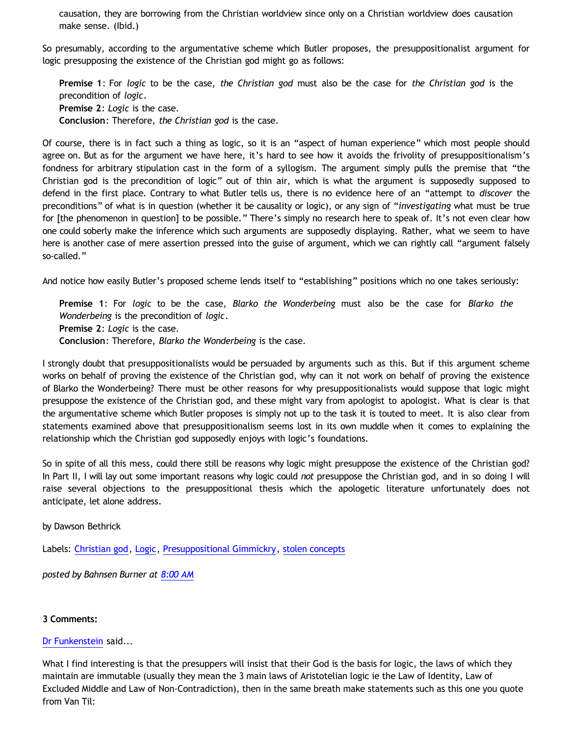causation, they are borrowing from the Christian worldview since only on a Christian worldview does causation make sense. (Ibid.)

So presumably, according to the argumentative scheme which Butler proposes, the presuppositionalist argument for logic presupposing the existence of the Christian god might go as follows:

> **Premise 1**: For *logic* to be the case, *the Christian god* must also be the case for *the Christian god* is the precondition of *logic*.
> **Premise 2**: *Logic* is the case.
> **Conclusion**: Therefore, *the Christian god* is the case.

Of course, there is in fact such a thing as logic, so it is an "aspect of human experience" which most people should agree on. But as for the argument we have here, it's hard to see how it avoids the frivolity of presuppositionalism's fondness for arbitrary stipulation cast in the form of a syllogism. The argument simply pulls the premise that "the Christian god is the precondition of logic" out of thin air, which is what the argument is supposedly supposed to defend in the first place. Contrary to what Butler tells us, there is no evidence here of an "attempt to *discover* the preconditions" of what is in question (whether it be causality or logic), or any sign of "*investigating* what must be true for [the phenomenon in question] to be possible." There's simply no research here to speak of. It's not even clear how one could soberly make the inference which such arguments are supposedly displaying. Rather, what we seem to have here is another case of mere assertion pressed into the guise of argument, which we can rightly call "argument falsely so-called."

And notice how easily Butler's proposed scheme lends itself to "establishing" positions which no one takes seriously:

> **Premise 1**: For *logic* to be the case, *Blarko the Wonderbeing* must also be the case for *Blarko the Wonderbeing* is the precondition of *logic*.
> **Premise 2**: *Logic* is the case.
> **Conclusion**: Therefore, *Blarko the Wonderbeing* is the case.

I strongly doubt that presuppositionalists would be persuaded by arguments such as this. But if this argument scheme works on behalf of proving the existence of the Christian god, why can it not work on behalf of proving the existence of Blarko the Wonderbeing? There must be other reasons for why presuppositionalists would suppose that logic might presuppose the existence of the Christian god, and these might vary from apologist to apologist. What is clear is that the argumentative scheme which Butler proposes is simply not up to the task it is touted to meet. It is also clear from statements examined above that presuppositionalism seems lost in its own muddle when it comes to explaining the relationship which the Christian god supposedly enjoys with logic's foundations.

So in spite of all this mess, could there still be reasons why logic might presuppose the existence of the Christian god? In Part II, I will lay out some important reasons why logic could *not* presuppose the Christian god, and in so doing I will raise several objections to the presuppositional thesis which the apologetic literature unfortunately does not anticipate, let alone address.

by Dawson Bethrick

Labels: Christian god, Logic, Presuppositional Gimmickry, stolen concepts

*posted by Bahnsen Burner at 8:00 AM*

**3 Comments:**

Dr Funkenstein said...

What I find interesting is that the presuppers will insist that their God is the basis for logic, the laws of which they maintain are immutable (usually they mean the 3 main laws of Aristotelian logic ie the Law of Identity, Law of Excluded Middle and Law of Non-Contradiction), then in the same breath make statements such as this one you quote from Van Til: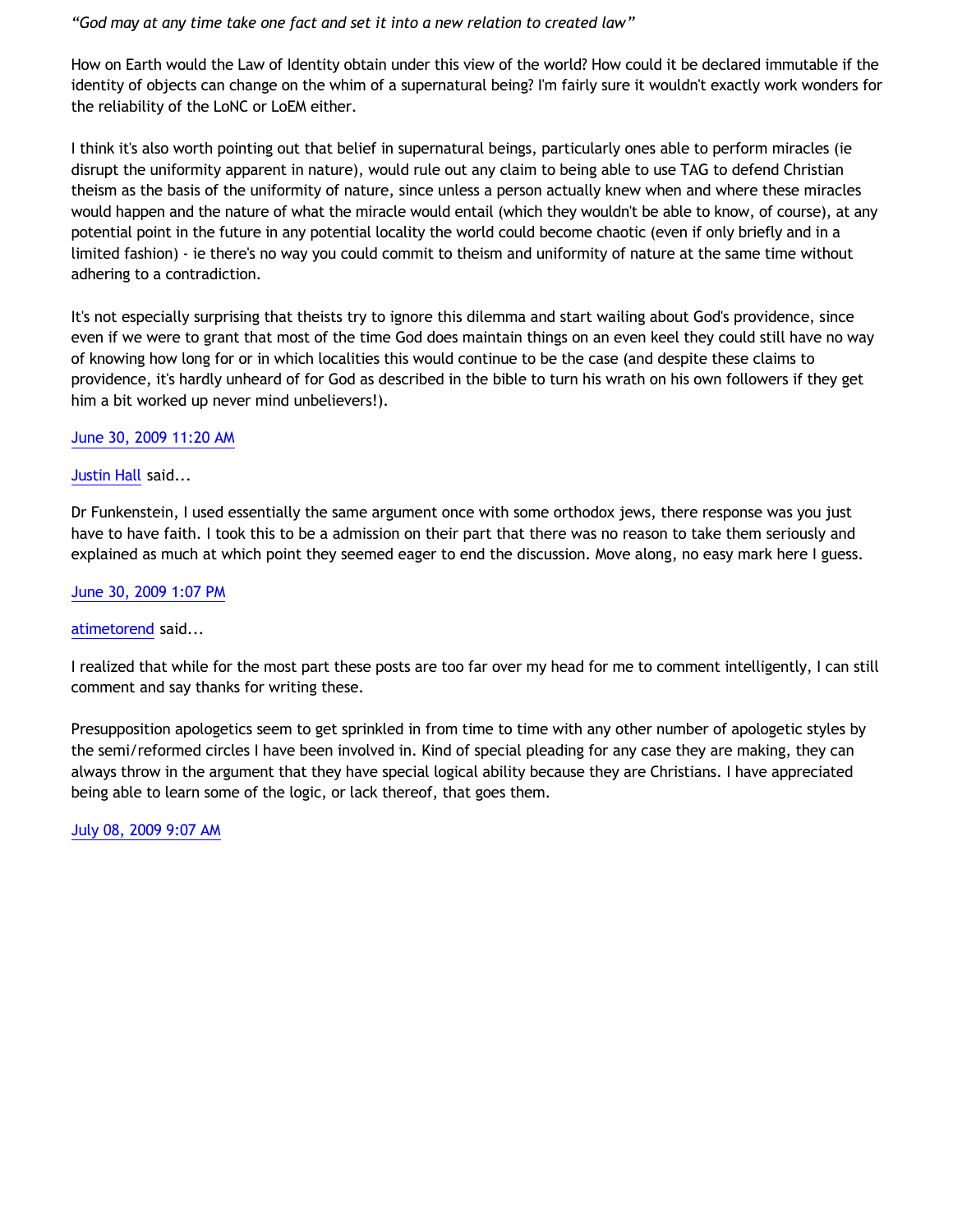*“God may at any time take one fact and set it into a new relation to created law”*

How on Earth would the Law of Identity obtain under this view of the world? How could it be declared immutable if the identity of objects can change on the whim of a supernatural being? I'm fairly sure it wouldn't exactly work wonders for the reliability of the LoNC or LoEM either.

I think it's also worth pointing out that belief in supernatural beings, particularly ones able to perform miracles (ie disrupt the uniformity apparent in nature), would rule out any claim to being able to use TAG to defend Christian theism as the basis of the uniformity of nature, since unless a person actually knew when and where these miracles would happen and the nature of what the miracle would entail (which they wouldn't be able to know, of course), at any potential point in the future in any potential locality the world could become chaotic (even if only briefly and in a limited fashion) - ie there's no way you could commit to theism and uniformity of nature at the same time without adhering to a contradiction.

It's not especially surprising that theists try to ignore this dilemma and start wailing about God's providence, since even if we were to grant that most of the time God does maintain things on an even keel they could still have no way of knowing how long for or in which localities this would continue to be the case (and despite these claims to providence, it's hardly unheard of for God as described in the bible to turn his wrath on his own followers if they get him a bit worked up never mind unbelievers!).

June 30, 2009 11:20 AM

Justin Hall said...

Dr Funkenstein, I used essentially the same argument once with some orthodox jews, there response was you just have to have faith. I took this to be a admission on their part that there was no reason to take them seriously and explained as much at which point they seemed eager to end the discussion. Move along, no easy mark here I guess.

June 30, 2009 1:07 PM

atimetorend said...

I realized that while for the most part these posts are too far over my head for me to comment intelligently, I can still comment and say thanks for writing these.

Presupposition apologetics seem to get sprinkled in from time to time with any other number of apologetic styles by the semi/reformed circles I have been involved in. Kind of special pleading for any case they are making, they can always throw in the argument that they have special logical ability because they are Christians. I have appreciated being able to learn some of the logic, or lack thereof, that goes them.

July 08, 2009 9:07 AM